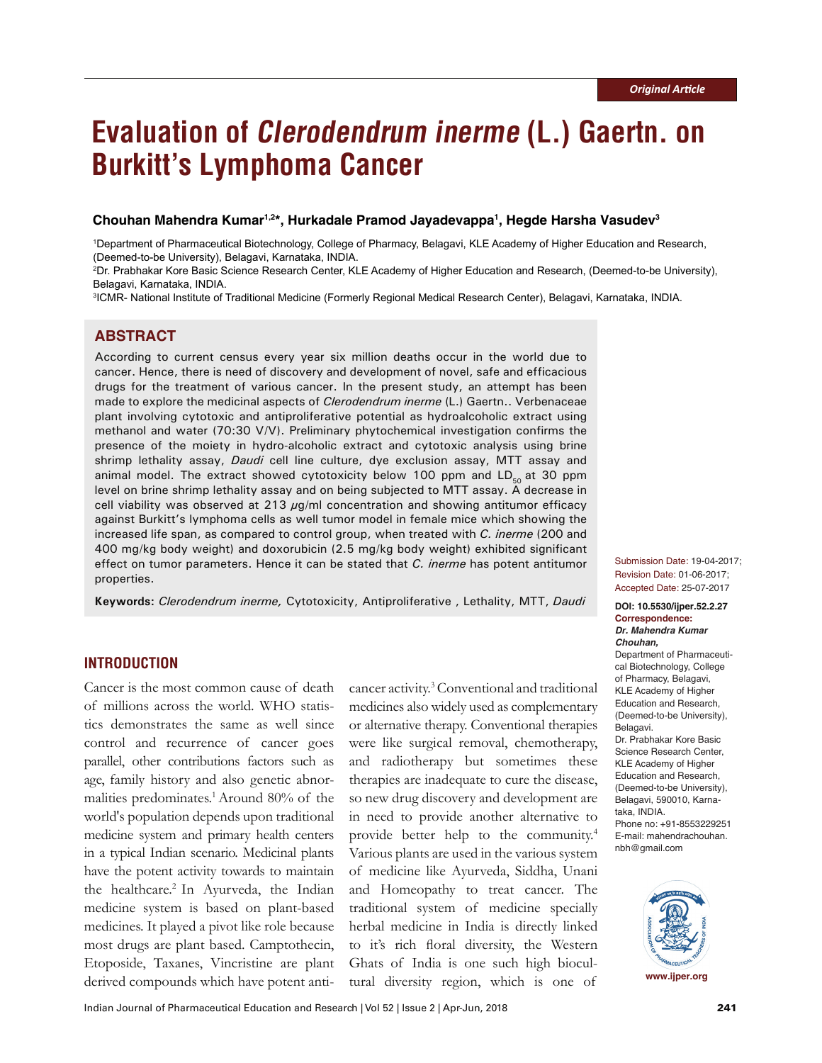Original Article

# Evaluation of *Clerodendrum inerme* (L.) Gaertn. on Burkitt's Lymphoma Cancer

**Chouhan Mahendra Kumar[1,2]*, Hurkadale Pramod Jayadevappa[1], Hegde Harsha Vasudev[3]**

[1]Department of Pharmaceutical Biotechnology, College of Pharmacy, Belagavi, KLE Academy of Higher Education and Research, (Deemed-to-be University), Belagavi, Karnataka, INDIA.
[2]Dr. Prabhakar Kore Basic Science Research Center, KLE Academy of Higher Education and Research, (Deemed-to-be University), Belagavi, Karnataka, INDIA.
[3]ICMR- National Institute of Traditional Medicine (Formerly Regional Medical Research Center), Belagavi, Karnataka, INDIA.

## ABSTRACT

According to current census every year six million deaths occur in the world due to cancer. Hence, there is need of discovery and development of novel, safe and efficacious drugs for the treatment of various cancer. In the present study, an attempt has been made to explore the medicinal aspects of *Clerodendrum inerme* (L.) Gaertn.. Verbenaceae plant involving cytotoxic and antiproliferative potential as hydroalcoholic extract using methanol and water (70:30 V/V). Preliminary phytochemical investigation confirms the presence of the moiety in hydro-alcoholic extract and cytotoxic analysis using brine shrimp lethality assay, *Daudi* cell line culture, dye exclusion assay, MTT assay and animal model. The extract showed cytotoxicity below 100 ppm and $LD_{50}$ at 30 ppm level on brine shrimp lethality assay and on being subjected to MTT assay. A decrease in cell viability was observed at 213 $\mu$g/ml concentration and showing antitumor efficacy against Burkitt's lymphoma cells as well tumor model in female mice which showing the increased life span, as compared to control group, when treated with *C. inerme* (200 and 400 mg/kg body weight) and doxorubicin (2.5 mg/kg body weight) exhibited significant effect on tumor parameters. Hence it can be stated that *C. inerme* has potent antitumor properties.

**Keywords:** *Clerodendrum inerme,* Cytotoxicity, Antiproliferative , Lethality, MTT, *Daudi*

Submission Date: 19-04-2017;
Revision Date: 01-06-2017;
Accepted Date: 25-07-2017

**DOI: 10.5530/ijper.52.2.27**
**Correspondence:**
***Dr. Mahendra Kumar Chouhan,***
Department of Pharmaceutical Biotechnology, College of Pharmacy, Belagavi, KLE Academy of Higher Education and Research, (Deemed-to-be University), Belagavi.
Dr. Prabhakar Kore Basic Science Research Center, KLE Academy of Higher Education and Research, (Deemed-to-be University), Belagavi, 590010, Karnataka, INDIA.
Phone no: +91-8553229251
E-mail: mahendrachouhan.nbh@gmail.com

www.ijper.org

## INTRODUCTION

Cancer is the most common cause of death of millions across the world. WHO statistics demonstrates the same as well since control and recurrence of cancer goes parallel, other contributions factors such as age, family history and also genetic abnormalities predominates.[1] Around 80% of the world's population depends upon traditional medicine system and primary health centers in a typical Indian scenario. Medicinal plants have the potent activity towards to maintain the healthcare.[2] In Ayurveda, the Indian medicine system is based on plant-based medicines. It played a pivot like role because most drugs are plant based. Camptothecin, Etoposide, Taxanes, Vincristine are plant derived compounds which have potent anticancer activity.[3] Conventional and traditional medicines also widely used as complementary or alternative therapy. Conventional therapies were like surgical removal, chemotherapy, and radiotherapy but sometimes these therapies are inadequate to cure the disease, so new drug discovery and development are in need to provide another alternative to provide better help to the community.[4] Various plants are used in the various system of medicine like Ayurveda, Siddha, Unani and Homeopathy to treat cancer. The traditional system of medicine specially herbal medicine in India is directly linked to it's rich floral diversity, the Western Ghats of India is one such high biocultural diversity region, which is one of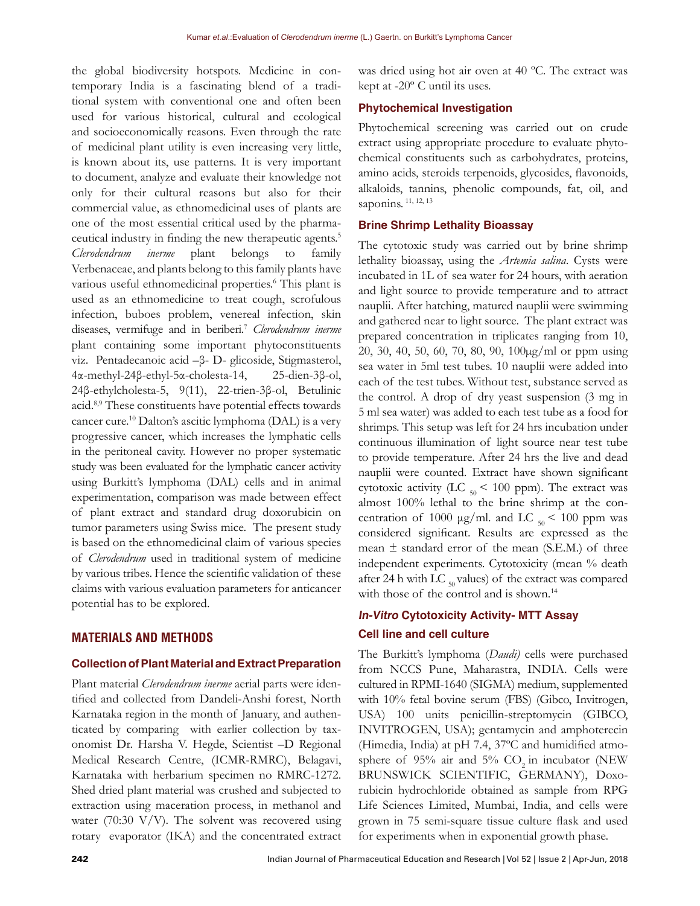the global biodiversity hotspots. Medicine in contemporary India is a fascinating blend of a traditional system with conventional one and often been used for various historical, cultural and ecological and socioeconomically reasons. Even through the rate of medicinal plant utility is even increasing very little, is known about its, use patterns. It is very important to document, analyze and evaluate their knowledge not only for their cultural reasons but also for their commercial value, as ethnomedicinal uses of plants are one of the most essential critical used by the pharmaceutical industry in finding the new therapeutic agents.[5] *Clerodendrum inerme* plant belongs to family Verbenaceae, and plants belong to this family plants have various useful ethnomedicinal properties.[6] This plant is used as an ethnomedicine to treat cough, scrofulous infection, buboes problem, venereal infection, skin diseases, vermifuge and in beriberi.[7] *Clerodendrum inerme* plant containing some important phytoconstituents viz. Pentadecanoic acid –β- D- glicoside, Stigmasterol, 4α-methyl-24β-ethyl-5α-cholesta-14, 25-dien-3β-ol, 24β-ethylcholesta-5, 9(11), 22-trien-3β-ol, Betulinic acid.[8,9] These constituents have potential effects towards cancer cure.[10] Dalton's ascitic lymphoma (DAL) is a very progressive cancer, which increases the lymphatic cells in the peritoneal cavity. However no proper systematic study was been evaluated for the lymphatic cancer activity using Burkitt's lymphoma (DAL) cells and in animal experimentation, comparison was made between effect of plant extract and standard drug doxorubicin on tumor parameters using Swiss mice. The present study is based on the ethnomedicinal claim of various species of *Clerodendrum* used in traditional system of medicine by various tribes. Hence the scientific validation of these claims with various evaluation parameters for anticancer potential has to be explored.

## MATERIALS AND METHODS

### Collection of Plant Material and Extract Preparation

Plant material *Clerodendrum inerme* aerial parts were identified and collected from Dandeli-Anshi forest, North Karnataka region in the month of January, and authenticated by comparing with earlier collection by taxonomist Dr. Harsha V. Hegde, Scientist –D Regional Medical Research Centre, (ICMR-RMRC), Belagavi, Karnataka with herbarium specimen no RMRC-1272. Shed dried plant material was crushed and subjected to extraction using maceration process, in methanol and water (70:30 V/V). The solvent was recovered using rotary evaporator (IKA) and the concentrated extract was dried using hot air oven at 40 ºC. The extract was kept at -20º C until its uses.

### Phytochemical Investigation

Phytochemical screening was carried out on crude extract using appropriate procedure to evaluate phytochemical constituents such as carbohydrates, proteins, amino acids, steroids terpenoids, glycosides, flavonoids, alkaloids, tannins, phenolic compounds, fat, oil, and saponins.[11, 12, 13]

### Brine Shrimp Lethality Bioassay

The cytotoxic study was carried out by brine shrimp lethality bioassay, using the *Artemia salina*. Cysts were incubated in 1L of sea water for 24 hours, with aeration and light source to provide temperature and to attract nauplii. After hatching, matured nauplii were swimming and gathered near to light source. The plant extract was prepared concentration in triplicates ranging from 10, 20, 30, 40, 50, 60, 70, 80, 90, 100µg/ml or ppm using sea water in 5ml test tubes. 10 nauplii were added into each of the test tubes. Without test, substance served as the control. A drop of dry yeast suspension (3 mg in 5 ml sea water) was added to each test tube as a food for shrimps. This setup was left for 24 hrs incubation under continuous illumination of light source near test tube to provide temperature. After 24 hrs the live and dead nauplii were counted. Extract have shown significant cytotoxic activity ($LC_{50} < 100$ ppm). The extract was almost 100% lethal to the brine shrimp at the concentration of 1000 µg/ml. and $LC_{50} < 100$ ppm was considered significant. Results are expressed as the mean ± standard error of the mean (S.E.M.) of three independent experiments. Cytotoxicity (mean % death after 24 h with $LC_{50}$ values) of the extract was compared with those of the control and is shown.[14]

### *In-Vitro* Cytotoxicity Activity- MTT Assay

### Cell line and cell culture

The Burkitt's lymphoma (*Daudi)* cells were purchased from NCCS Pune, Maharastra, INDIA. Cells were cultured in RPMI-1640 (SIGMA) medium, supplemented with 10% fetal bovine serum (FBS) (Gibco, Invitrogen, USA) 100 units penicillin-streptomycin (GIBCO, INVITROGEN, USA); gentamycin and amphoterecin (Himedia, India) at pH 7.4, 37ºC and humidified atmosphere of 95% air and 5% $CO_2$ in incubator (NEW BRUNSWICK SCIENTIFIC, GERMANY), Doxorubicin hydrochloride obtained as sample from RPG Life Sciences Limited, Mumbai, India, and cells were grown in 75 semi-square tissue culture flask and used for experiments when in exponential growth phase.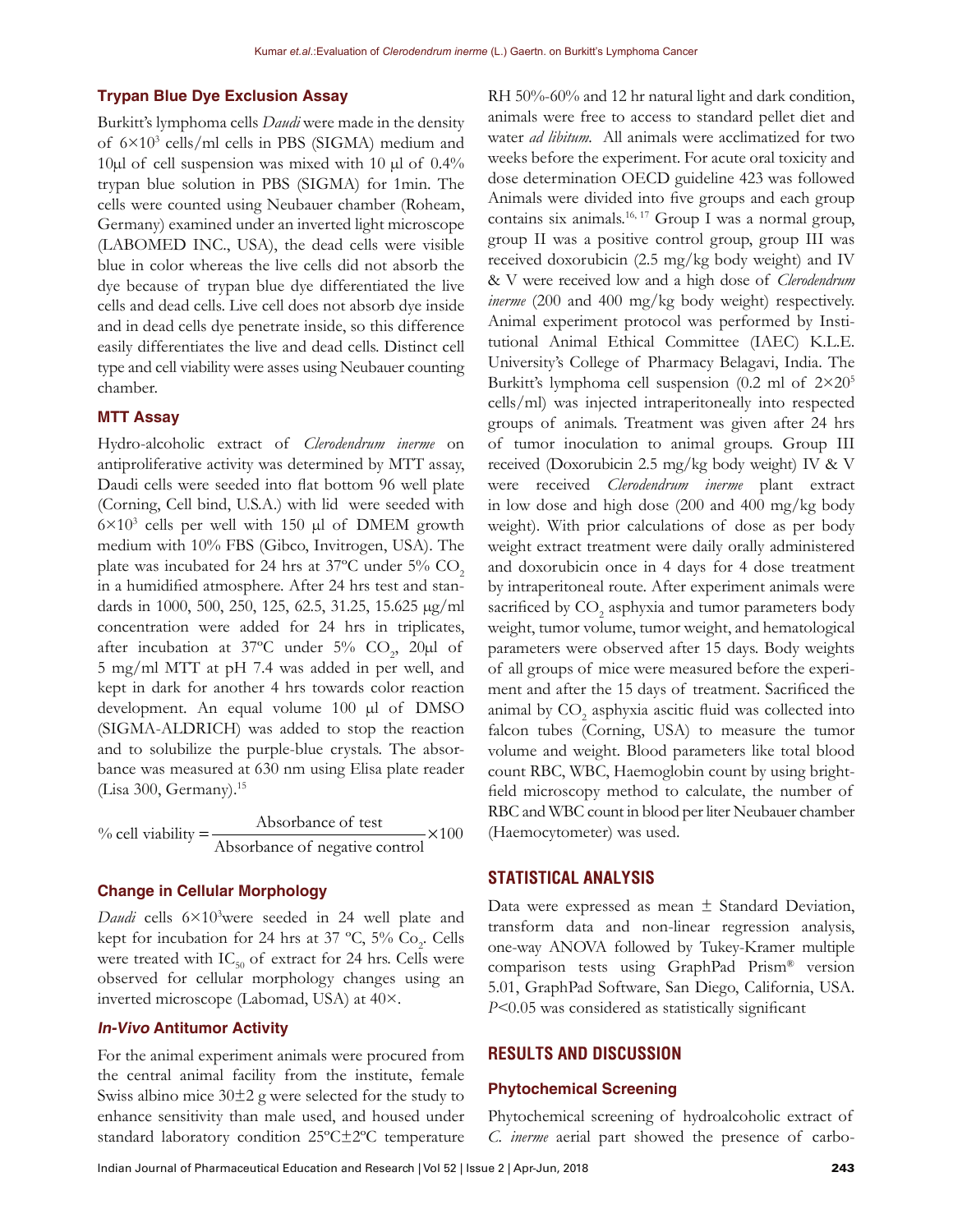### Trypan Blue Dye Exclusion Assay

Burkitt's lymphoma cells *Daudi* were made in the density of $6\times10^3$ cells/ml cells in PBS (SIGMA) medium and 10µl of cell suspension was mixed with 10 µl of 0.4% trypan blue solution in PBS (SIGMA) for 1min. The cells were counted using Neubauer chamber (Roheam, Germany) examined under an inverted light microscope (LABOMED INC., USA), the dead cells were visible blue in color whereas the live cells did not absorb the dye because of trypan blue dye differentiated the live cells and dead cells. Live cell does not absorb dye inside and in dead cells dye penetrate inside, so this difference easily differentiates the live and dead cells. Distinct cell type and cell viability were asses using Neubauer counting chamber.

### MTT Assay

Hydro-alcoholic extract of *Clerodendrum inerme* on antiproliferative activity was determined by MTT assay, Daudi cells were seeded into flat bottom 96 well plate (Corning, Cell bind, U.S.A.) with lid were seeded with $6\times10^3$ cells per well with 150 µl of DMEM growth medium with 10% FBS (Gibco, Invitrogen, USA). The plate was incubated for 24 hrs at 37ºC under 5% $CO_2$ in a humidified atmosphere. After 24 hrs test and standards in 1000, 500, 250, 125, 62.5, 31.25, 15.625 µg/ml concentration were added for 24 hrs in triplicates, after incubation at 37ºC under 5% $CO_2$, 20µl of 5 mg/ml MTT at pH 7.4 was added in per well, and kept in dark for another 4 hrs towards color reaction development. An equal volume 100 µl of DMSO (SIGMA-ALDRICH) was added to stop the reaction and to solubilize the purple-blue crystals. The absorbance was measured at 630 nm using Elisa plate reader (Lisa 300, Germany).[15]

$$\%\ \text{cell viability} = \frac{\text{Absorbance of test}}{\text{Absorbance of negative control}} \times 100$$

### Change in Cellular Morphology

*Daudi* cells $6\times10^3$were seeded in 24 well plate and kept for incubation for 24 hrs at 37 ºC, 5% $Co_2$. Cells were treated with $IC_{50}$ of extract for 24 hrs. Cells were observed for cellular morphology changes using an inverted microscope (Labomad, USA) at 40×.

### *In-Vivo* Antitumor Activity

For the animal experiment animals were procured from the central animal facility from the institute, female Swiss albino mice 30±2 g were selected for the study to enhance sensitivity than male used, and housed under standard laboratory condition 25ºC±2ºC temperature RH 50%-60% and 12 hr natural light and dark condition, animals were free to access to standard pellet diet and water *ad libitum*. All animals were acclimatized for two weeks before the experiment. For acute oral toxicity and dose determination OECD guideline 423 was followed Animals were divided into five groups and each group contains six animals.[16, 17] Group I was a normal group, group II was a positive control group, group III was received doxorubicin (2.5 mg/kg body weight) and IV & V were received low and a high dose of *Clerodendrum inerme* (200 and 400 mg/kg body weight) respectively. Animal experiment protocol was performed by Institutional Animal Ethical Committee (IAEC) K.L.E. University's College of Pharmacy Belagavi, India. The Burkitt's lymphoma cell suspension (0.2 ml of $2\times20^5$ cells/ml) was injected intraperitoneally into respected groups of animals. Treatment was given after 24 hrs of tumor inoculation to animal groups. Group III received (Doxorubicin 2.5 mg/kg body weight) IV & V were received *Clerodendrum inerme* plant extract in low dose and high dose (200 and 400 mg/kg body weight). With prior calculations of dose as per body weight extract treatment were daily orally administered and doxorubicin once in 4 days for 4 dose treatment by intraperitoneal route. After experiment animals were sacrificed by $CO_2$ asphyxia and tumor parameters body weight, tumor volume, tumor weight, and hematological parameters were observed after 15 days. Body weights of all groups of mice were measured before the experiment and after the 15 days of treatment. Sacrificed the animal by $CO_2$ asphyxia ascitic fluid was collected into falcon tubes (Corning, USA) to measure the tumor volume and weight. Blood parameters like total blood count RBC, WBC, Haemoglobin count by using bright-field microscopy method to calculate, the number of RBC and WBC count in blood per liter Neubauer chamber (Haemocytometer) was used.

## STATISTICAL ANALYSIS

Data were expressed as mean ± Standard Deviation, transform data and non-linear regression analysis, one-way ANOVA followed by Tukey-Kramer multiple comparison tests using GraphPad Prism® version 5.01, GraphPad Software, San Diego, California, USA. $P<0.05$ was considered as statistically significant

## RESULTS AND DISCUSSION

### Phytochemical Screening

Phytochemical screening of hydroalcoholic extract of *C. inerme* aerial part showed the presence of carbo-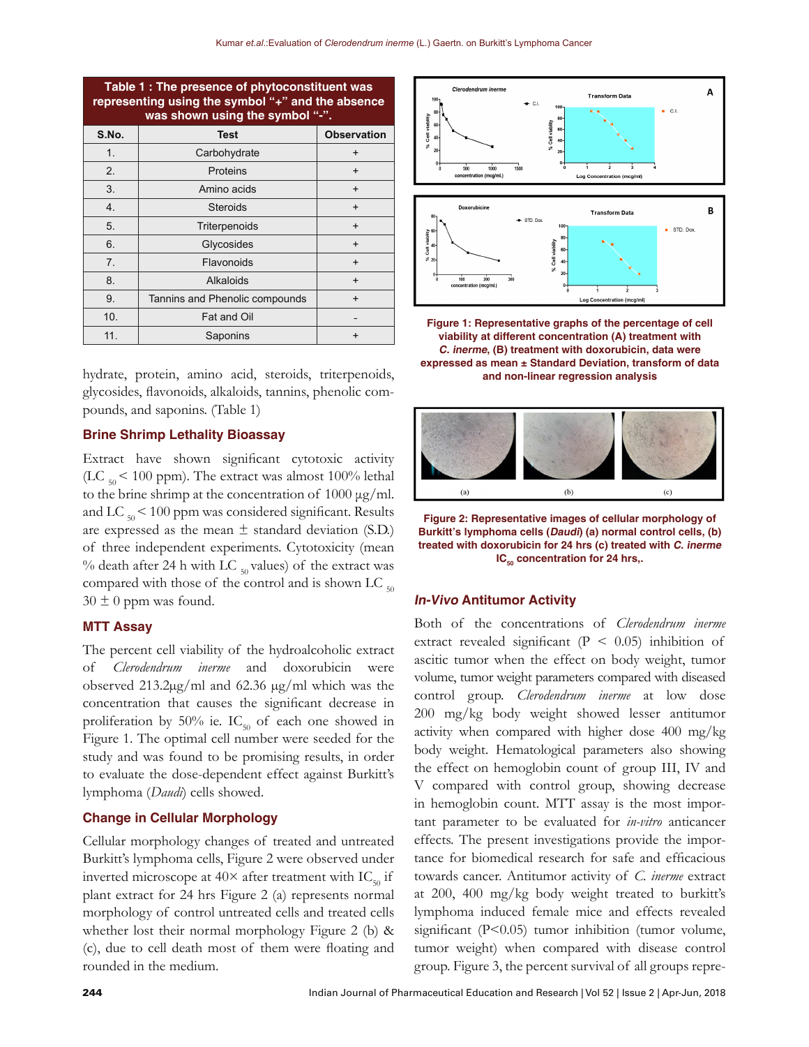| Table 1 : The presence of phytoconstituent was representing using the symbol "+" and the absence was shown using the symbol "-". | | |
|---|---|---|
| S.No. | Test | Observation |
| 1. | Carbohydrate | + |
| 2. | Proteins | + |
| 3. | Amino acids | + |
| 4. | Steroids | + |
| 5. | Triterpenoids | + |
| 6. | Glycosides | + |
| 7. | Flavonoids | + |
| 8. | Alkaloids | + |
| 9. | Tannins and Phenolic compounds | + |
| 10. | Fat and Oil | - |
| 11. | Saponins | + |

hydrate, protein, amino acid, steroids, triterpenoids, glycosides, flavonoids, alkaloids, tannins, phenolic compounds, and saponins. (Table 1)

## Brine Shrimp Lethality Bioassay

Extract have shown significant cytotoxic activity ($LC_{50}$ < 100 ppm). The extract was almost 100% lethal to the brine shrimp at the concentration of 1000 μg/ml. and $LC_{50}$ < 100 ppm was considered significant. Results are expressed as the mean ± standard deviation (S.D.) of three independent experiments. Cytotoxicity (mean % death after 24 h with $LC_{50}$ values) of the extract was compared with those of the control and is shown $LC_{50}$ 30 ± 0 ppm was found.

## MTT Assay

The percent cell viability of the hydroalcoholic extract of *Clerodendrum inerme* and doxorubicin were observed 213.2μg/ml and 62.36 μg/ml which was the concentration that causes the significant decrease in proliferation by 50% ie. $IC_{50}$ of each one showed in Figure 1. The optimal cell number were seeded for the study and was found to be promising results, in order to evaluate the dose-dependent effect against Burkitt's lymphoma (*Daudi*) cells showed.

## Change in Cellular Morphology

Cellular morphology changes of treated and untreated Burkitt's lymphoma cells, Figure 2 were observed under inverted microscope at 40× after treatment with $IC_{50}$ if plant extract for 24 hrs Figure 2 (a) represents normal morphology of control untreated cells and treated cells whether lost their normal morphology Figure 2 (b) & (c), due to cell death most of them were floating and rounded in the medium.

**Figure 1: Representative graphs of the percentage of cell viability at different concentration (A) treatment with *C. inerme*, (B) treatment with doxorubicin, data were expressed as mean ± Standard Deviation, transform of data and non-linear regression analysis**

**Figure 2: Representative images of cellular morphology of Burkitt's lymphoma cells (*Daudi*) (a) normal control cells, (b) treated with doxorubicin for 24 hrs (c) treated with *C. inerme* $IC_{50}$ concentration for 24 hrs,.**

## *In-Vivo* Antitumor Activity

Both of the concentrations of *Clerodendrum inerme* extract revealed significant ($P < 0.05$) inhibition of ascitic tumor when the effect on body weight, tumor volume, tumor weight parameters compared with diseased control group. *Clerodendrum inerme* at low dose 200 mg/kg body weight showed lesser antitumor activity when compared with higher dose 400 mg/kg body weight. Hematological parameters also showing the effect on hemoglobin count of group III, IV and V compared with control group, showing decrease in hemoglobin count. MTT assay is the most important parameter to be evaluated for *in-vitro* anticancer effects. The present investigations provide the importance for biomedical research for safe and efficacious towards cancer. Antitumor activity of *C. inerme* extract at 200, 400 mg/kg body weight treated to burkitt's lymphoma induced female mice and effects revealed significant ($P<0.05$) tumor inhibition (tumor volume, tumor weight) when compared with disease control group. Figure 3, the percent survival of all groups repre-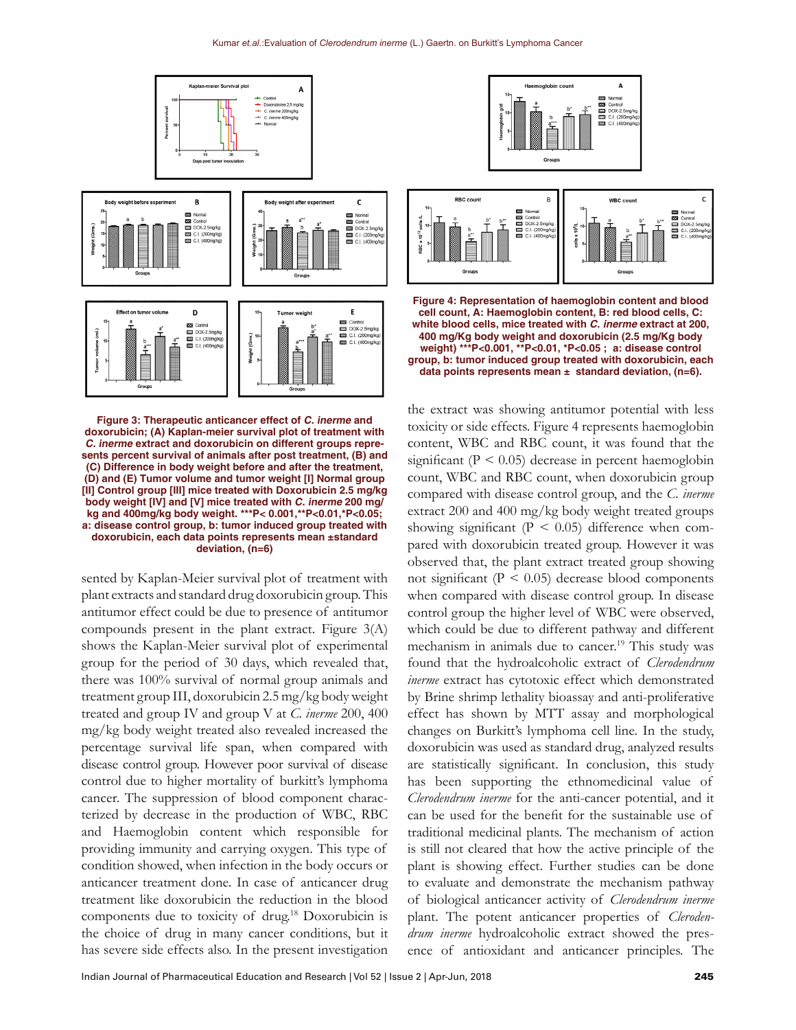**Figure 3: Therapeutic anticancer effect of *C. inerme* and doxorubicin; (A) Kaplan-meier survival plot of treatment with *C. inerme* extract and doxorubicin on different groups represents percent survival of animals after post treatment, (B) and (C) Difference in body weight before and after the treatment, (D) and (E) Tumor volume and tumor weight [I] Normal group [II] Control group [III] mice treated with Doxorubicin 2.5 mg/kg body weight [IV] and [V] mice treated with *C. inerme* 200 mg/kg and 400mg/kg body weight. ***P< 0.001,**P<0.01,*P<0.05; a: disease control group, b: tumor induced group treated with doxorubicin, each data points represents mean ±standard deviation, (n=6)**

sented by Kaplan-Meier survival plot of treatment with plant extracts and standard drug doxorubicin group. This antitumor effect could be due to presence of antitumor compounds present in the plant extract. Figure 3(A) shows the Kaplan-Meier survival plot of experimental group for the period of 30 days, which revealed that, there was 100% survival of normal group animals and treatment group III, doxorubicin 2.5 mg/kg body weight treated and group IV and group V at *C. inerme* 200, 400 mg/kg body weight treated also revealed increased the percentage survival life span, when compared with disease control group. However poor survival of disease control due to higher mortality of burkitt's lymphoma cancer. The suppression of blood component characterized by decrease in the production of WBC, RBC and Haemoglobin content which responsible for providing immunity and carrying oxygen. This type of condition showed, when infection in the body occurs or anticancer treatment done. In case of anticancer drug treatment like doxorubicin the reduction in the blood components due to toxicity of drug.[18] Doxorubicin is the choice of drug in many cancer conditions, but it has severe side effects also. In the present investigation the extract was showing antitumor potential with less toxicity or side effects. Figure 4 represents haemoglobin content, WBC and RBC count, it was found that the significant ($P < 0.05$) decrease in percent haemoglobin count, WBC and RBC count, when doxorubicin group compared with disease control group, and the *C. inerme* extract 200 and 400 mg/kg body weight treated groups showing significant ($P < 0.05$) difference when compared with doxorubicin treated group. However it was observed that, the plant extract treated group showing not significant ($P < 0.05$) decrease blood components when compared with disease control group. In disease control group the higher level of WBC were observed, which could be due to different pathway and different mechanism in animals due to cancer.[19] This study was found that the hydroalcoholic extract of *Clerodendrum inerme* extract has cytotoxic effect which demonstrated by Brine shrimp lethality bioassay and anti-proliferative effect has shown by MTT assay and morphological changes on Burkitt's lymphoma cell line. In the study, doxorubicin was used as standard drug, analyzed results are statistically significant. In conclusion, this study has been supporting the ethnomedicinal value of *Clerodendrum inerme* for the anti-cancer potential, and it can be used for the benefit for the sustainable use of traditional medicinal plants. The mechanism of action is still not cleared that how the active principle of the plant is showing effect. Further studies can be done to evaluate and demonstrate the mechanism pathway of biological anticancer activity of *Clerodendrum inerme* plant. The potent anticancer properties of *Clerodendrum inerme* hydroalcoholic extract showed the presence of antioxidant and anticancer principles. The

**Figure 4: Representation of haemoglobin content and blood cell count, A: Haemoglobin content, B: red blood cells, C: white blood cells, mice treated with *C. inerme* extract at 200, 400 mg/Kg body weight and doxorubicin (2.5 mg/Kg body weight) ***P<0.001, **P<0.01, *P<0.05 ; a: disease control group, b: tumor induced group treated with doxorubicin, each data points represents mean ± standard deviation, (n=6).**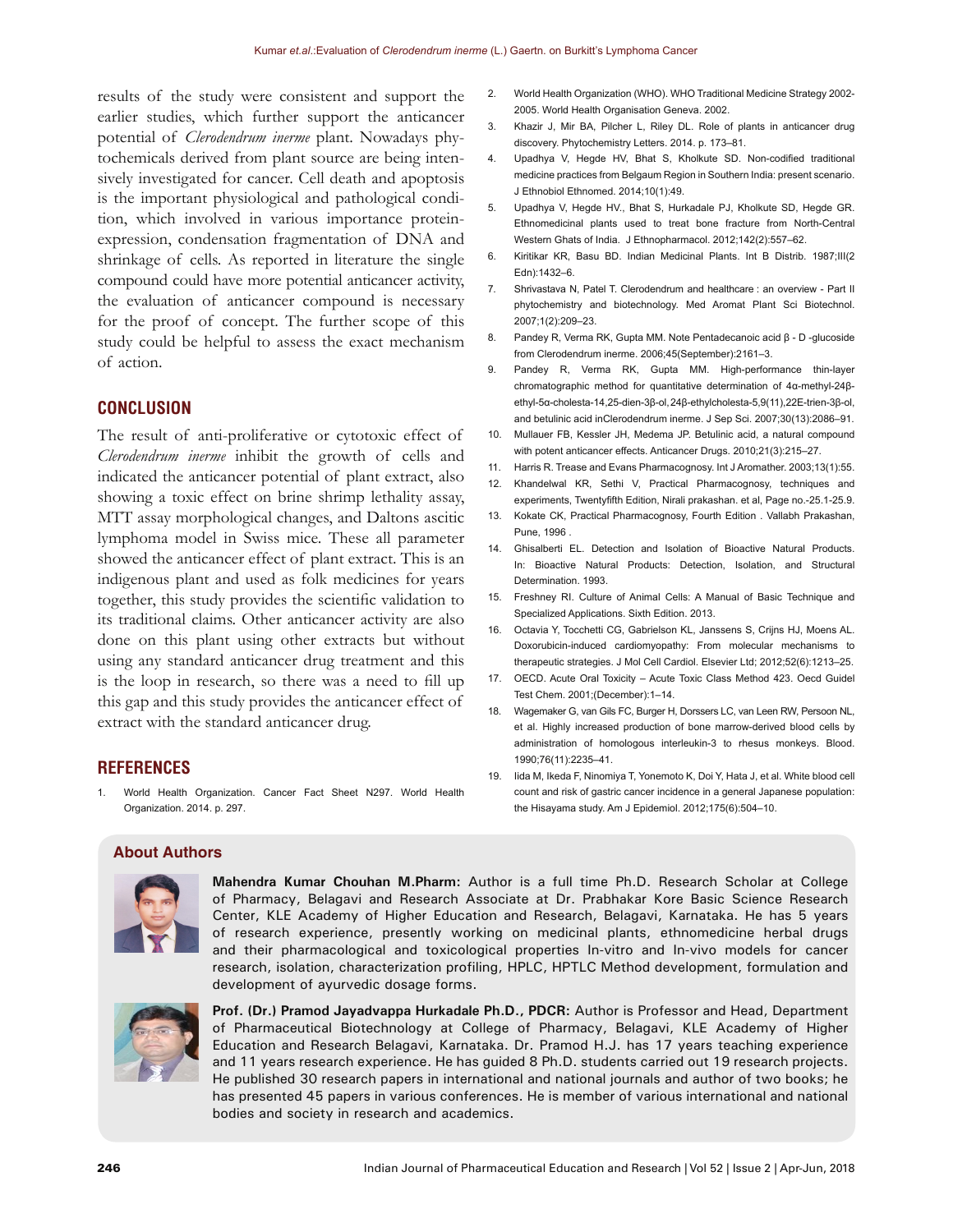results of the study were consistent and support the earlier studies, which further support the anticancer potential of *Clerodendrum inerme* plant. Nowadays phytochemicals derived from plant source are being intensively investigated for cancer. Cell death and apoptosis is the important physiological and pathological condition, which involved in various importance protein-expression, condensation fragmentation of DNA and shrinkage of cells. As reported in literature the single compound could have more potential anticancer activity, the evaluation of anticancer compound is necessary for the proof of concept. The further scope of this study could be helpful to assess the exact mechanism of action.

## CONCLUSION

The result of anti-proliferative or cytotoxic effect of *Clerodendrum inerme* inhibit the growth of cells and indicated the anticancer potential of plant extract, also showing a toxic effect on brine shrimp lethality assay, MTT assay morphological changes, and Daltons ascitic lymphoma model in Swiss mice. These all parameter showed the anticancer effect of plant extract. This is an indigenous plant and used as folk medicines for years together, this study provides the scientific validation to its traditional claims. Other anticancer activity are also done on this plant using other extracts but without using any standard anticancer drug treatment and this is the loop in research, so there was a need to fill up this gap and this study provides the anticancer effect of extract with the standard anticancer drug.

## REFERENCES

1. World Health Organization. Cancer Fact Sheet N297. World Health Organization. 2014. p. 297.
2. World Health Organization (WHO). WHO Traditional Medicine Strategy 2002-2005. World Health Organisation Geneva. 2002.
3. Khazir J, Mir BA, Pilcher L, Riley DL. Role of plants in anticancer drug discovery. Phytochemistry Letters. 2014. p. 173–81.
4. Upadhya V, Hegde HV, Bhat S, Kholkute SD. Non-codified traditional medicine practices from Belgaum Region in Southern India: present scenario. J Ethnobiol Ethnomed. 2014;10(1):49.
5. Upadhya V, Hegde HV., Bhat S, Hurkadale PJ, Kholkute SD, Hegde GR. Ethnomedicinal plants used to treat bone fracture from North-Central Western Ghats of India. J Ethnopharmacol. 2012;142(2):557–62.
6. Kiritikar KR, Basu BD. Indian Medicinal Plants. Int B Distrib. 1987;III(2 Edn):1432–6.
7. Shrivastava N, Patel T. Clerodendrum and healthcare : an overview - Part II phytochemistry and biotechnology. Med Aromat Plant Sci Biotechnol. 2007;1(2):209–23.
8. Pandey R, Verma RK, Gupta MM. Note Pentadecanoic acid β - D -glucoside from Clerodendrum inerme. 2006;45(September):2161–3.
9. Pandey R, Verma RK, Gupta MM. High-performance thin-layer chromatographic method for quantitative determination of 4α-methyl-24β-ethyl-5α-cholesta-14,25-dien-3β-ol, 24β-ethylcholesta-5,9(11),22E-trien-3β-ol, and betulinic acid inClerodendrum inerme. J Sep Sci. 2007;30(13):2086–91.
10. Mullauer FB, Kessler JH, Medema JP. Betulinic acid, a natural compound with potent anticancer effects. Anticancer Drugs. 2010;21(3):215–27.
11. Harris R. Trease and Evans Pharmacognosy. Int J Aromather. 2003;13(1):55.
12. Khandelwal KR, Sethi V, Practical Pharmacognosy, techniques and experiments, Twentyfifth Edition, Nirali prakashan. et al, Page no.-25.1-25.9.
13. Kokate CK, Practical Pharmacognosy, Fourth Edition . Vallabh Prakashan, Pune, 1996 .
14. Ghisalberti EL. Detection and Isolation of Bioactive Natural Products. In: Bioactive Natural Products: Detection, Isolation, and Structural Determination. 1993.
15. Freshney RI. Culture of Animal Cells: A Manual of Basic Technique and Specialized Applications. Sixth Edition. 2013.
16. Octavia Y, Tocchetti CG, Gabrielson KL, Janssens S, Crijns HJ, Moens AL. Doxorubicin-induced cardiomyopathy: From molecular mechanisms to therapeutic strategies. J Mol Cell Cardiol. Elsevier Ltd; 2012;52(6):1213–25.
17. OECD. Acute Oral Toxicity – Acute Toxic Class Method 423. Oecd Guidel Test Chem. 2001;(December):1–14.
18. Wagemaker G, van Gils FC, Burger H, Dorssers LC, van Leen RW, Persoon NL, et al. Highly increased production of bone marrow-derived blood cells by administration of homologous interleukin-3 to rhesus monkeys. Blood. 1990;76(11):2235–41.
19. Iida M, Ikeda F, Ninomiya T, Yonemoto K, Doi Y, Hata J, et al. White blood cell count and risk of gastric cancer incidence in a general Japanese population: the Hisayama study. Am J Epidemiol. 2012;175(6):504–10.

## About Authors

**Mahendra Kumar Chouhan M.Pharm:** Author is a full time Ph.D. Research Scholar at College of Pharmacy, Belagavi and Research Associate at Dr. Prabhakar Kore Basic Science Research Center, KLE Academy of Higher Education and Research, Belagavi, Karnataka. He has 5 years of research experience, presently working on medicinal plants, ethnomedicine herbal drugs and their pharmacological and toxicological properties In-vitro and In-vivo models for cancer research, isolation, characterization profiling, HPLC, HPTLC Method development, formulation and development of ayurvedic dosage forms.

**Prof. (Dr.) Pramod Jayadvappa Hurkadale Ph.D., PDCR:** Author is Professor and Head, Department of Pharmaceutical Biotechnology at College of Pharmacy, Belagavi, KLE Academy of Higher Education and Research Belagavi, Karnataka. Dr. Pramod H.J. has 17 years teaching experience and 11 years research experience. He has guided 8 Ph.D. students carried out 19 research projects. He published 30 research papers in international and national journals and author of two books; he has presented 45 papers in various conferences. He is member of various international and national bodies and society in research and academics.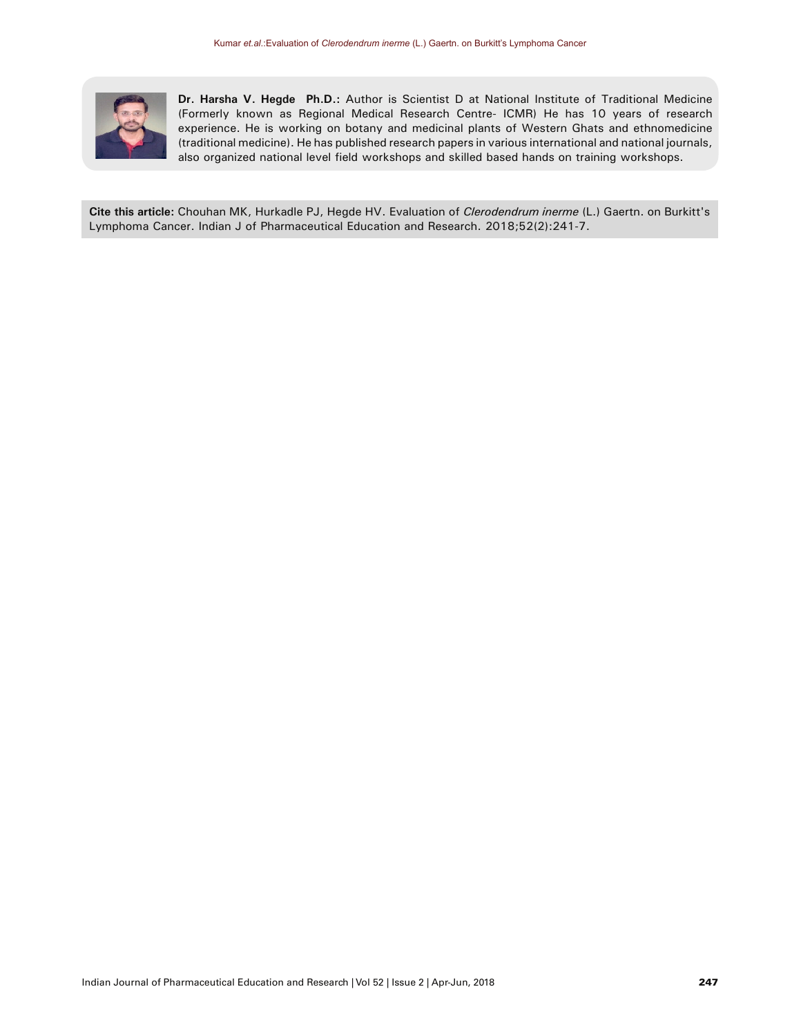**Dr. Harsha V. Hegde Ph.D.:** Author is Scientist D at National Institute of Traditional Medicine (Formerly known as Regional Medical Research Centre- ICMR) He has 10 years of research experience. He is working on botany and medicinal plants of Western Ghats and ethnomedicine (traditional medicine). He has published research papers in various international and national journals, also organized national level field workshops and skilled based hands on training workshops.

**Cite this article:** Chouhan MK, Hurkadle PJ, Hegde HV. Evaluation of *Clerodendrum inerme* (L.) Gaertn. on Burkitt's Lymphoma Cancer. Indian J of Pharmaceutical Education and Research. 2018;52(2):241-7.